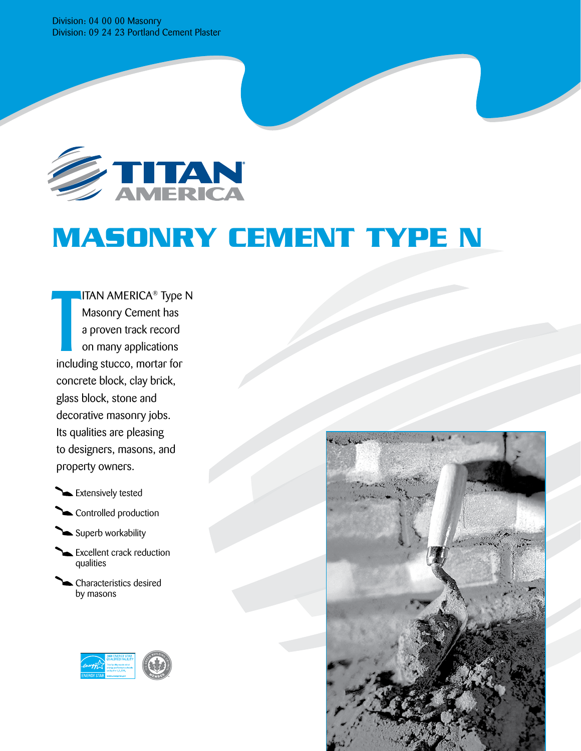Division: 04 00 00 Masonry
Division: 09 24 23 Portland Cement Plaster

TITAN AMERICA

# MASONRY CEMENT TYPE N

TITAN AMERICA® Type N Masonry Cement has a proven track record on many applications including stucco, mortar for concrete block, clay brick, glass block, stone and decorative masonry jobs. Its qualities are pleasing to designers, masons, and property owners.

- Extensively tested
- Controlled production
- Superb workability
- Excellent crack reduction qualities
- Characteristics desired by masons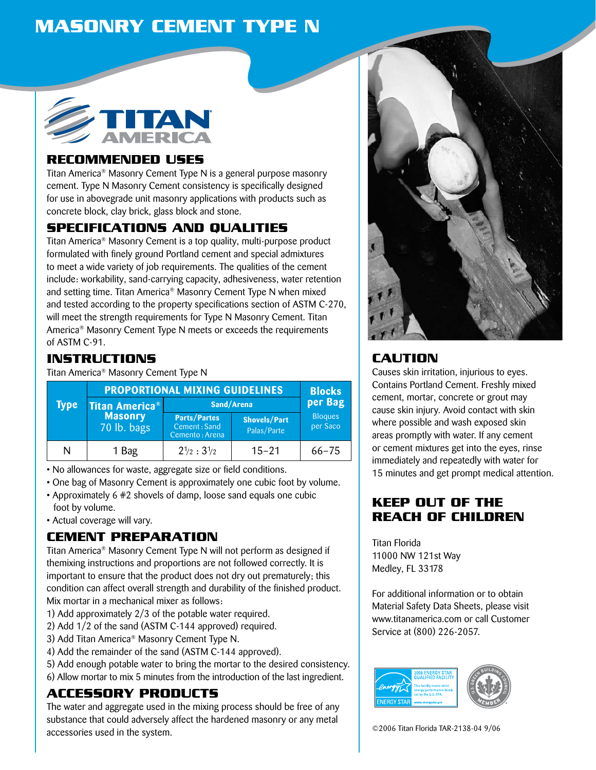# MASONRY CEMENT TYPE N

TITAN® AMERICA

## RECOMMENDED USES

Titan America® Masonry Cement Type N is a general purpose masonry cement. Type N Masonry Cement consistency is specifically designed for use in abovegrade unit masonry applications with products such as concrete block, clay brick, glass block and stone.

## SPECIFICATIONS AND QUALITIES

Titan America® Masonry Cement is a top quality, multi-purpose product formulated with finely ground Portland cement and special admixtures to meet a wide variety of job requirements. The qualities of the cement include: workability, sand-carrying capacity, adhesiveness, water retention and setting time. Titan America® Masonry Cement Type N when mixed and tested according to the property specifications section of ASTM C-270, will meet the strength requirements for Type N Masonry Cement. Titan America® Masonry Cement Type N meets or exceeds the requirements of ASTM C-91.

## INSTRUCTIONS

Titan America® Masonry Cement Type N

| Type | PROPORTIONAL MIXING GUIDELINES | | | Blocks per Bag |
|---|---|---|---|---|
| | Titan America® Masonry 70 lb. bags | Sand/Arena | | Bloques per Saco |
| | | Parts/Partes Cement : Sand Cemento : Arena | Shovels/Part Palas/Parte | |
| N | 1 Bag | $2\frac{1}{2} : 3\frac{1}{2}$ | 15–21 | 66–75 |

- No allowances for waste, aggregate size or field conditions.
- One bag of Masonry Cement is approximately one cubic foot by volume.
- Approximately 6 #2 shovels of damp, loose sand equals one cubic foot by volume.
- Actual coverage will vary.

## CEMENT PREPARATION

Titan America® Masonry Cement Type N will not perform as designed if themixing instructions and proportions are not followed correctly. It is important to ensure that the product does not dry out prematurely; this condition can affect overall strength and durability of the finished product. Mix mortar in a mechanical mixer as follows:

1) Add approximately 2/3 of the potable water required.
2) Add 1/2 of the sand (ASTM C-144 approved) required.
3) Add Titan America® Masonry Cement Type N.
4) Add the remainder of the sand (ASTM C-144 approved).
5) Add enough potable water to bring the mortar to the desired consistency.
6) Allow mortar to mix 5 minutes from the introduction of the last ingredient.

## ACCESSORY PRODUCTS

The water and aggregate used in the mixing process should be free of any substance that could adversely affect the hardened masonry or any metal accessories used in the system.

## CAUTION

Causes skin irritation, injurious to eyes. Contains Portland Cement. Freshly mixed cement, mortar, concrete or grout may cause skin injury. Avoid contact with skin where possible and wash exposed skin areas promptly with water. If any cement or cement mixtures get into the eyes, rinse immediately and repeatedly with water for 15 minutes and get prompt medical attention.

## KEEP OUT OF THE REACH OF CHILDREN

Titan Florida
11000 NW 121st Way
Medley, FL 33178

For additional information or to obtain Material Safety Data Sheets, please visit www.titanamerica.com or call Customer Service at (800) 226-2057.

2008 ENERGY STAR QUALIFIED FACILITY — This facility meets strict energy performance levels set by the U.S. EPA. ENERGY STAR www.energystar.gov

U.S. GREEN BUILDING COUNCIL MEMBER

©2006 Titan Florida TAR-2138-04 9/06